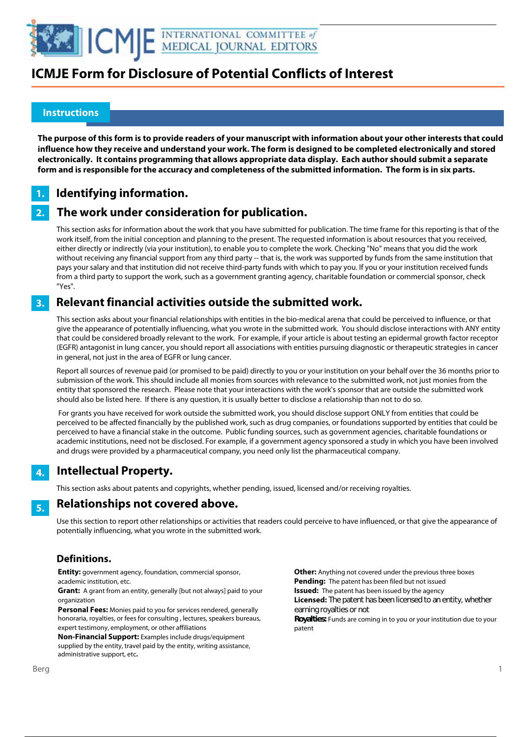# ICMJE Form for Disclosure of Potential Conflicts of Interest

## Instructions

**The purpose of this form is to provide readers of your manuscript with information about your other interests that could influence how they receive and understand your work. The form is designed to be completed electronically and stored electronically. It contains programming that allows appropriate data display. Each author should submit a separate form and is responsible for the accuracy and completeness of the submitted information. The form is in six parts.**

## 1. Identifying information.

## 2. The work under consideration for publication.

This section asks for information about the work that you have submitted for publication. The time frame for this reporting is that of the work itself, from the initial conception and planning to the present. The requested information is about resources that you received, either directly or indirectly (via your institution), to enable you to complete the work. Checking "No" means that you did the work without receiving any financial support from any third party -- that is, the work was supported by funds from the same institution that pays your salary and that institution did not receive third-party funds with which to pay you. If you or your institution received funds from a third party to support the work, such as a government granting agency, charitable foundation or commercial sponsor, check "Yes".

## 3. Relevant financial activities outside the submitted work.

This section asks about your financial relationships with entities in the bio-medical arena that could be perceived to influence, or that give the appearance of potentially influencing, what you wrote in the submitted work. You should disclose interactions with ANY entity that could be considered broadly relevant to the work. For example, if your article is about testing an epidermal growth factor receptor (EGFR) antagonist in lung cancer, you should report all associations with entities pursuing diagnostic or therapeutic strategies in cancer in general, not just in the area of EGFR or lung cancer.

Report all sources of revenue paid (or promised to be paid) directly to you or your institution on your behalf over the 36 months prior to submission of the work. This should include all monies from sources with relevance to the submitted work, not just monies from the entity that sponsored the research. Please note that your interactions with the work's sponsor that are outside the submitted work should also be listed here. If there is any question, it is usually better to disclose a relationship than not to do so.

For grants you have received for work outside the submitted work, you should disclose support ONLY from entities that could be perceived to be affected financially by the published work, such as drug companies, or foundations supported by entities that could be perceived to have a financial stake in the outcome. Public funding sources, such as government agencies, charitable foundations or academic institutions, need not be disclosed. For example, if a government agency sponsored a study in which you have been involved and drugs were provided by a pharmaceutical company, you need only list the pharmaceutical company.

## 4. Intellectual Property.

This section asks about patents and copyrights, whether pending, issued, licensed and/or receiving royalties.

## 5. Relationships not covered above.

Use this section to report other relationships or activities that readers could perceive to have influenced, or that give the appearance of potentially influencing, what you wrote in the submitted work.

### Definitions.

**Entity:** government agency, foundation, commercial sponsor, academic institution, etc.

**Grant:** A grant from an entity, generally [but not always] paid to your organization

**Personal Fees:** Monies paid to you for services rendered, generally honoraria, royalties, or fees for consulting , lectures, speakers bureaus, expert testimony, employment, or other affiliations

**Non-Financial Support:** Examples include drugs/equipment supplied by the entity, travel paid by the entity, writing assistance, administrative support, etc**.**

**Other:** Anything not covered under the previous three boxes

**Pending:** The patent has been filed but not issued

**Issued:** The patent has been issued by the agency

**Licensed:** The patent has been licensed to an entity, whether earning royalties or not

**Royalties:** Funds are coming in to you or your institution due to your patent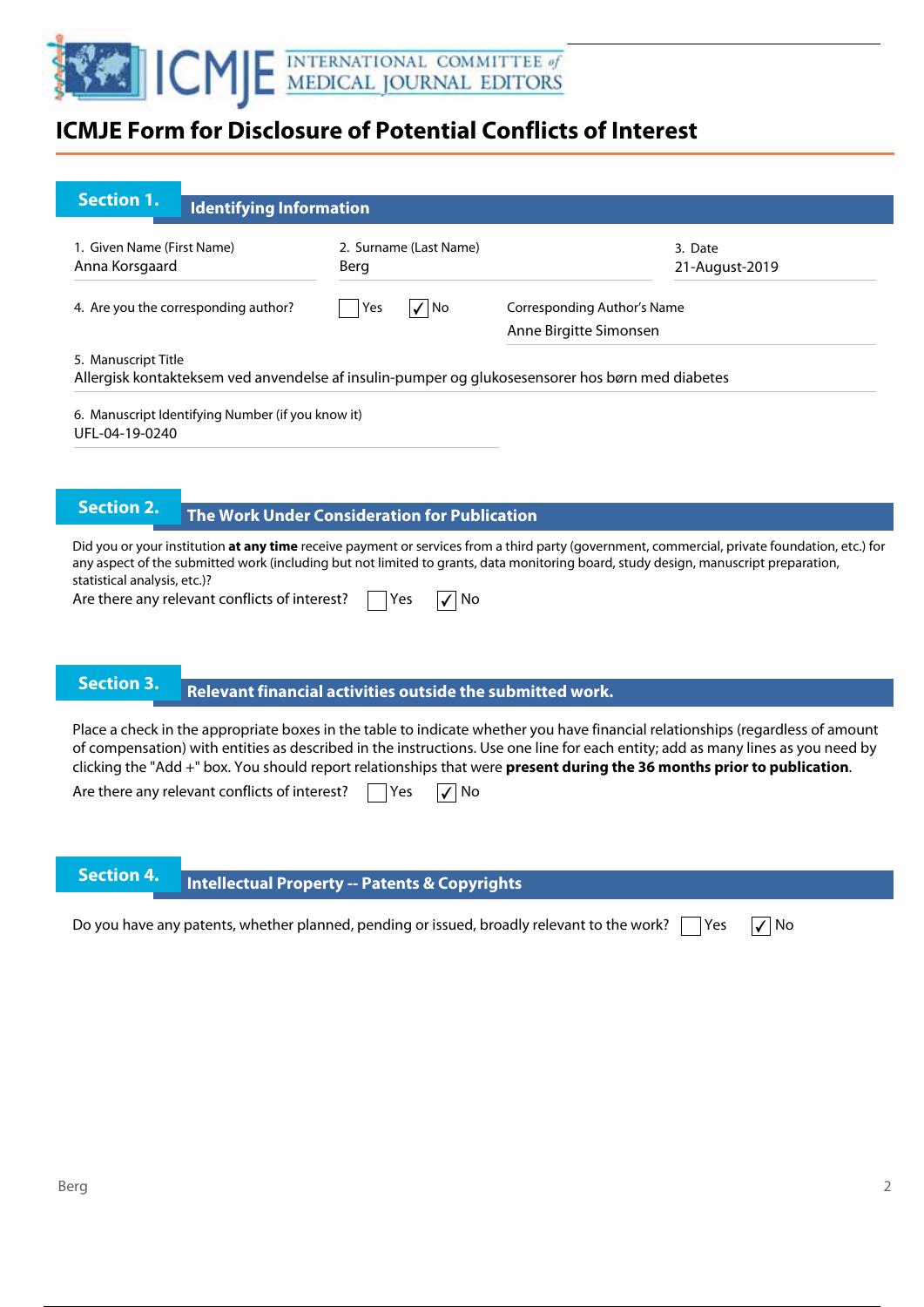# ICMJE Form for Disclosure of Potential Conflicts of Interest

## Section 1. Identifying Information

1. Given Name (First Name)
Anna Korsgaard

2. Surname (Last Name)
Berg

3. Date
21-August-2019

4. Are you the corresponding author? ☐ Yes ☑ No

Corresponding Author's Name
Anne Birgitte Simonsen

5. Manuscript Title
Allergisk kontakteksem ved anvendelse af insulin-pumper og glukosesensorer hos børn med diabetes

6. Manuscript Identifying Number (if you know it)
UFL-04-19-0240

## Section 2. The Work Under Consideration for Publication

Did you or your institution **at any time** receive payment or services from a third party (government, commercial, private foundation, etc.) for any aspect of the submitted work (including but not limited to grants, data monitoring board, study design, manuscript preparation, statistical analysis, etc.)?

Are there any relevant conflicts of interest? ☐ Yes ☑ No

## Section 3. Relevant financial activities outside the submitted work.

Place a check in the appropriate boxes in the table to indicate whether you have financial relationships (regardless of amount of compensation) with entities as described in the instructions. Use one line for each entity; add as many lines as you need by clicking the "Add +" box. You should report relationships that were **present during the 36 months prior to publication**.

Are there any relevant conflicts of interest? ☐ Yes ☑ No

## Section 4. Intellectual Property -- Patents & Copyrights

Do you have any patents, whether planned, pending or issued, broadly relevant to the work? ☐ Yes ☑ No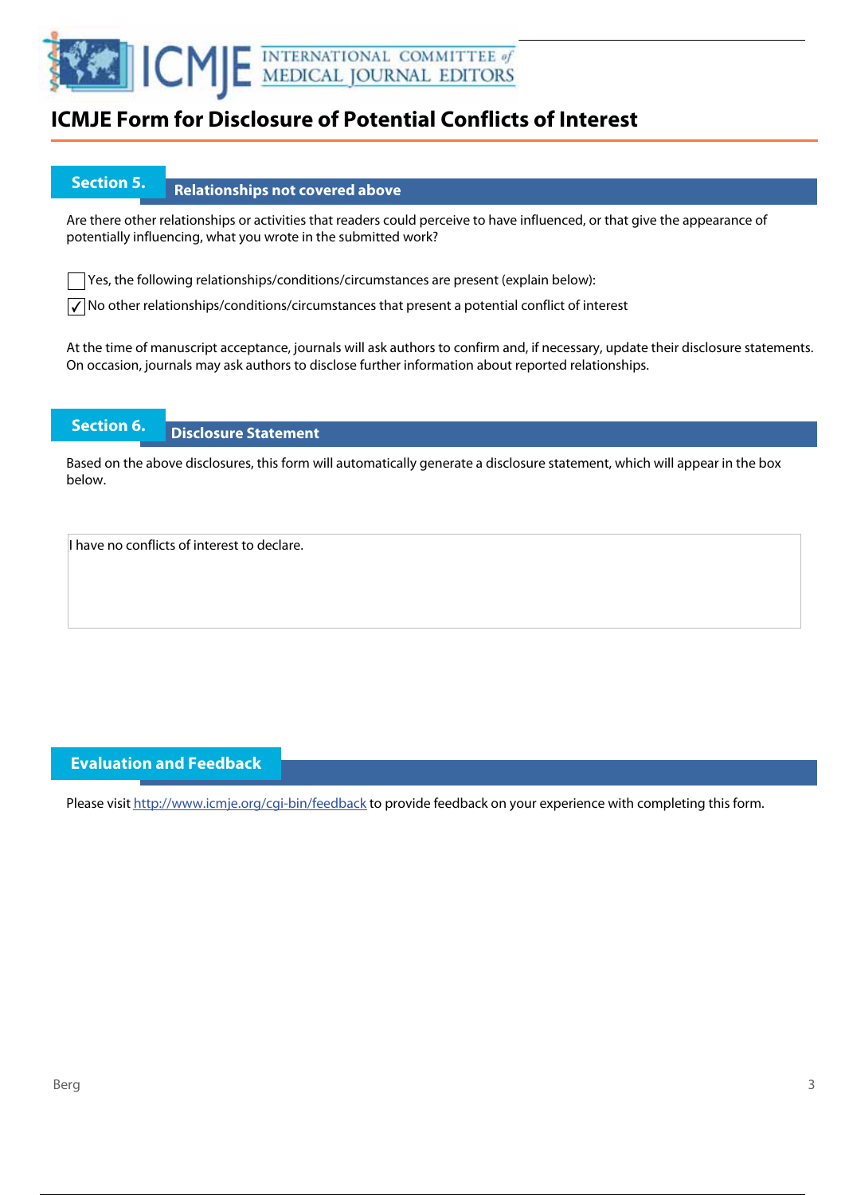# ICMJE Form for Disclosure of Potential Conflicts of Interest

## Section 5. Relationships not covered above

Are there other relationships or activities that readers could perceive to have influenced, or that give the appearance of potentially influencing, what you wrote in the submitted work?

☐ Yes, the following relationships/conditions/circumstances are present (explain below):

☑ No other relationships/conditions/circumstances that present a potential conflict of interest

At the time of manuscript acceptance, journals will ask authors to confirm and, if necessary, update their disclosure statements. On occasion, journals may ask authors to disclose further information about reported relationships.

## Section 6. Disclosure Statement

Based on the above disclosures, this form will automatically generate a disclosure statement, which will appear in the box below.

I have no conflicts of interest to declare.

## Evaluation and Feedback

Please visit http://www.icmje.org/cgi-bin/feedback to provide feedback on your experience with completing this form.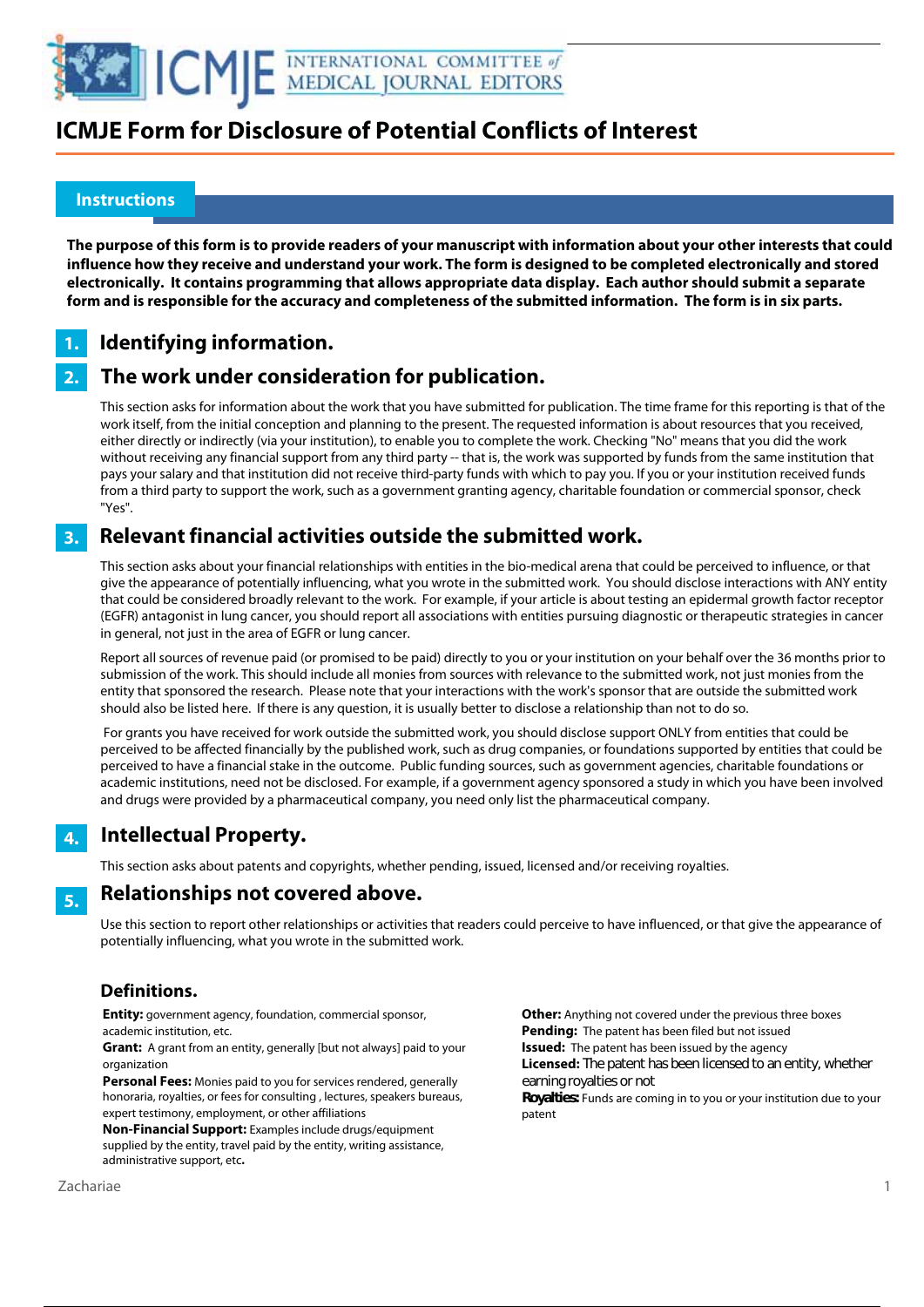# ICMJE Form for Disclosure of Potential Conflicts of Interest

## Instructions

**The purpose of this form is to provide readers of your manuscript with information about your other interests that could influence how they receive and understand your work. The form is designed to be completed electronically and stored electronically. It contains programming that allows appropriate data display. Each author should submit a separate form and is responsible for the accuracy and completeness of the submitted information. The form is in six parts.**

### 1. Identifying information.

### 2. The work under consideration for publication.

This section asks for information about the work that you have submitted for publication. The time frame for this reporting is that of the work itself, from the initial conception and planning to the present. The requested information is about resources that you received, either directly or indirectly (via your institution), to enable you to complete the work. Checking "No" means that you did the work without receiving any financial support from any third party -- that is, the work was supported by funds from the same institution that pays your salary and that institution did not receive third-party funds with which to pay you. If you or your institution received funds from a third party to support the work, such as a government granting agency, charitable foundation or commercial sponsor, check "Yes".

### 3. Relevant financial activities outside the submitted work.

This section asks about your financial relationships with entities in the bio-medical arena that could be perceived to influence, or that give the appearance of potentially influencing, what you wrote in the submitted work. You should disclose interactions with ANY entity that could be considered broadly relevant to the work. For example, if your article is about testing an epidermal growth factor receptor (EGFR) antagonist in lung cancer, you should report all associations with entities pursuing diagnostic or therapeutic strategies in cancer in general, not just in the area of EGFR or lung cancer.

Report all sources of revenue paid (or promised to be paid) directly to you or your institution on your behalf over the 36 months prior to submission of the work. This should include all monies from sources with relevance to the submitted work, not just monies from the entity that sponsored the research. Please note that your interactions with the work's sponsor that are outside the submitted work should also be listed here. If there is any question, it is usually better to disclose a relationship than not to do so.

For grants you have received for work outside the submitted work, you should disclose support ONLY from entities that could be perceived to be affected financially by the published work, such as drug companies, or foundations supported by entities that could be perceived to have a financial stake in the outcome. Public funding sources, such as government agencies, charitable foundations or academic institutions, need not be disclosed. For example, if a government agency sponsored a study in which you have been involved and drugs were provided by a pharmaceutical company, you need only list the pharmaceutical company.

### 4. Intellectual Property.

This section asks about patents and copyrights, whether pending, issued, licensed and/or receiving royalties.

### 5. Relationships not covered above.

Use this section to report other relationships or activities that readers could perceive to have influenced, or that give the appearance of potentially influencing, what you wrote in the submitted work.

### Definitions.

**Entity:** government agency, foundation, commercial sponsor, academic institution, etc.

**Grant:** A grant from an entity, generally [but not always] paid to your organization

**Personal Fees:** Monies paid to you for services rendered, generally honoraria, royalties, or fees for consulting , lectures, speakers bureaus, expert testimony, employment, or other affiliations

**Non-Financial Support:** Examples include drugs/equipment supplied by the entity, travel paid by the entity, writing assistance, administrative support, etc**.**

**Other:** Anything not covered under the previous three boxes

**Pending:** The patent has been filed but not issued

**Issued:** The patent has been issued by the agency

**Licensed:** The patent has been licensed to an entity, whether earning royalties or not

**Royalties:** Funds are coming in to you or your institution due to your patent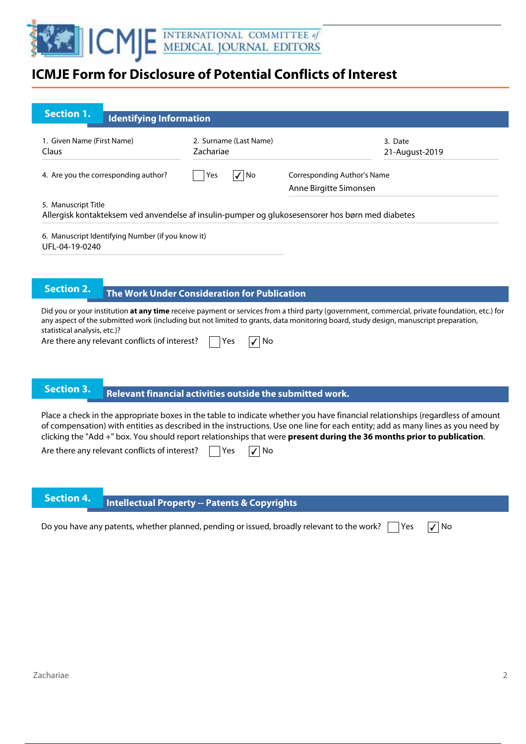# ICMJE Form for Disclosure of Potential Conflicts of Interest

## Section 1. Identifying Information

| 1. Given Name (First Name) | 2. Surname (Last Name) | 3. Date |
|---|---|---|
| Claus | Zachariae | 21-August-2019 |

4. Are you the corresponding author? ☐ Yes ☑ No

Corresponding Author's Name: Anne Birgitte Simonsen

5. Manuscript Title
Allergisk kontakteksem ved anvendelse af insulin-pumper og glukosesensorer hos børn med diabetes

6. Manuscript Identifying Number (if you know it)
UFL-04-19-0240

## Section 2. The Work Under Consideration for Publication

Did you or your institution **at any time** receive payment or services from a third party (government, commercial, private foundation, etc.) for any aspect of the submitted work (including but not limited to grants, data monitoring board, study design, manuscript preparation, statistical analysis, etc.)?

Are there any relevant conflicts of interest? ☐ Yes ☑ No

## Section 3. Relevant financial activities outside the submitted work.

Place a check in the appropriate boxes in the table to indicate whether you have financial relationships (regardless of amount of compensation) with entities as described in the instructions. Use one line for each entity; add as many lines as you need by clicking the "Add +" box. You should report relationships that were **present during the 36 months prior to publication**.

Are there any relevant conflicts of interest? ☐ Yes ☑ No

## Section 4. Intellectual Property -- Patents & Copyrights

Do you have any patents, whether planned, pending or issued, broadly relevant to the work? ☐ Yes ☑ No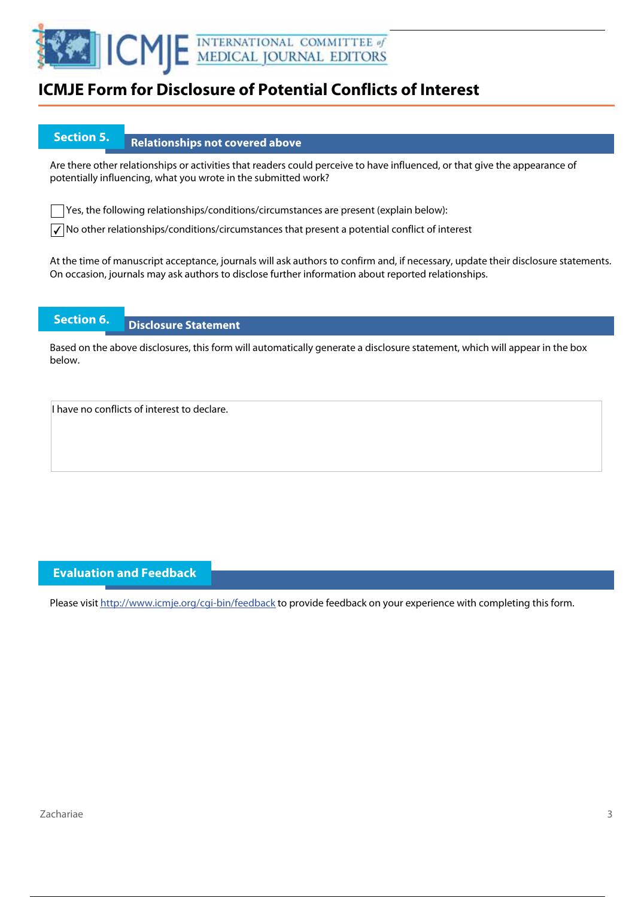# ICMJE Form for Disclosure of Potential Conflicts of Interest

## Section 5. Relationships not covered above

Are there other relationships or activities that readers could perceive to have influenced, or that give the appearance of potentially influencing, what you wrote in the submitted work?

☐ Yes, the following relationships/conditions/circumstances are present (explain below):

☑ No other relationships/conditions/circumstances that present a potential conflict of interest

At the time of manuscript acceptance, journals will ask authors to confirm and, if necessary, update their disclosure statements. On occasion, journals may ask authors to disclose further information about reported relationships.

## Section 6. Disclosure Statement

Based on the above disclosures, this form will automatically generate a disclosure statement, which will appear in the box below.

I have no conflicts of interest to declare.

## Evaluation and Feedback

Please visit http://www.icmje.org/cgi-bin/feedback to provide feedback on your experience with completing this form.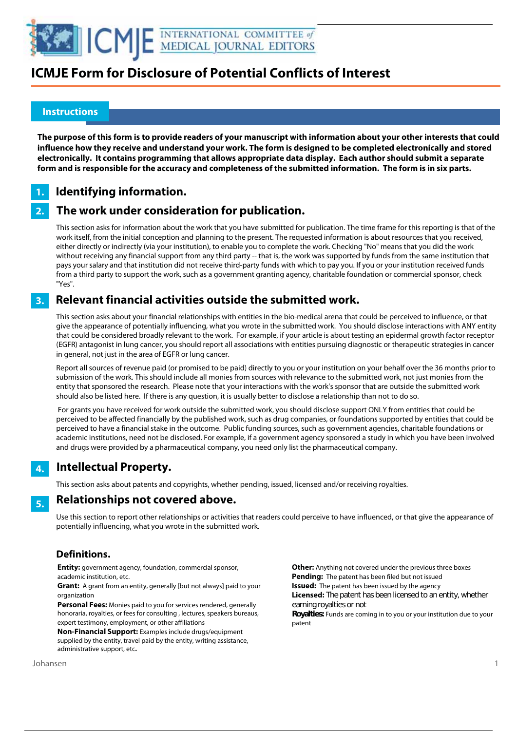# ICMJE Form for Disclosure of Potential Conflicts of Interest

## Instructions

**The purpose of this form is to provide readers of your manuscript with information about your other interests that could influence how they receive and understand your work. The form is designed to be completed electronically and stored electronically. It contains programming that allows appropriate data display. Each author should submit a separate form and is responsible for the accuracy and completeness of the submitted information. The form is in six parts.**

## 1. Identifying information.

## 2. The work under consideration for publication.

This section asks for information about the work that you have submitted for publication. The time frame for this reporting is that of the work itself, from the initial conception and planning to the present. The requested information is about resources that you received, either directly or indirectly (via your institution), to enable you to complete the work. Checking "No" means that you did the work without receiving any financial support from any third party -- that is, the work was supported by funds from the same institution that pays your salary and that institution did not receive third-party funds with which to pay you. If you or your institution received funds from a third party to support the work, such as a government granting agency, charitable foundation or commercial sponsor, check "Yes".

## 3. Relevant financial activities outside the submitted work.

This section asks about your financial relationships with entities in the bio-medical arena that could be perceived to influence, or that give the appearance of potentially influencing, what you wrote in the submitted work. You should disclose interactions with ANY entity that could be considered broadly relevant to the work. For example, if your article is about testing an epidermal growth factor receptor (EGFR) antagonist in lung cancer, you should report all associations with entities pursuing diagnostic or therapeutic strategies in cancer in general, not just in the area of EGFR or lung cancer.

Report all sources of revenue paid (or promised to be paid) directly to you or your institution on your behalf over the 36 months prior to submission of the work. This should include all monies from sources with relevance to the submitted work, not just monies from the entity that sponsored the research. Please note that your interactions with the work's sponsor that are outside the submitted work should also be listed here. If there is any question, it is usually better to disclose a relationship than not to do so.

For grants you have received for work outside the submitted work, you should disclose support ONLY from entities that could be perceived to be affected financially by the published work, such as drug companies, or foundations supported by entities that could be perceived to have a financial stake in the outcome. Public funding sources, such as government agencies, charitable foundations or academic institutions, need not be disclosed. For example, if a government agency sponsored a study in which you have been involved and drugs were provided by a pharmaceutical company, you need only list the pharmaceutical company.

## 4. Intellectual Property.

This section asks about patents and copyrights, whether pending, issued, licensed and/or receiving royalties.

## 5. Relationships not covered above.

Use this section to report other relationships or activities that readers could perceive to have influenced, or that give the appearance of potentially influencing, what you wrote in the submitted work.

### Definitions.

**Entity:** government agency, foundation, commercial sponsor, academic institution, etc.

**Grant:** A grant from an entity, generally [but not always] paid to your organization

**Personal Fees:** Monies paid to you for services rendered, generally honoraria, royalties, or fees for consulting , lectures, speakers bureaus, expert testimony, employment, or other affiliations

**Non-Financial Support:** Examples include drugs/equipment supplied by the entity, travel paid by the entity, writing assistance, administrative support, etc**.**

**Other:** Anything not covered under the previous three boxes

**Pending:** The patent has been filed but not issued

**Issued:** The patent has been issued by the agency

**Licensed:** The patent has been licensed to an entity, whether earning royalties or not

**Royalties:** Funds are coming in to you or your institution due to your patent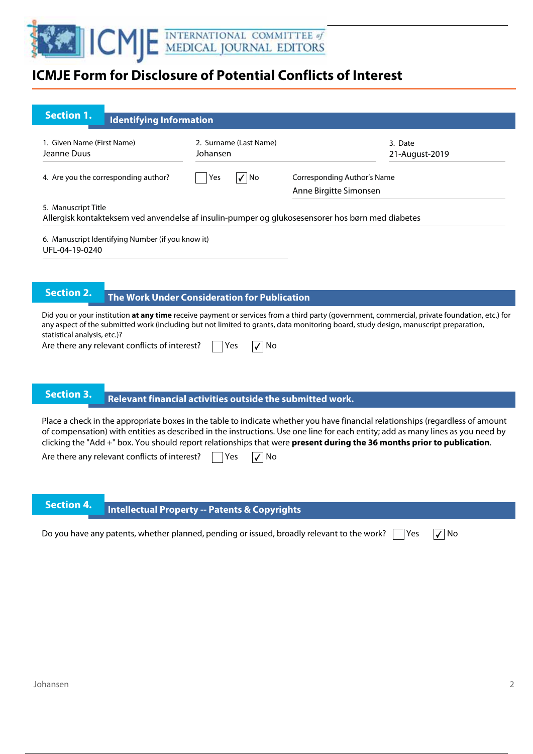# ICMJE Form for Disclosure of Potential Conflicts of Interest

## Section 1. Identifying Information

1. Given Name (First Name): Jeanne Duus
2. Surname (Last Name): Johansen
3. Date: 21-August-2019

4. Are you the corresponding author? ☐ Yes ☑ No

Corresponding Author's Name: Anne Birgitte Simonsen

5. Manuscript Title: Allergisk kontakteksem ved anvendelse af insulin-pumper og glukosesensorer hos børn med diabetes

6. Manuscript Identifying Number (if you know it): UFL-04-19-0240

## Section 2. The Work Under Consideration for Publication

Did you or your institution **at any time** receive payment or services from a third party (government, commercial, private foundation, etc.) for any aspect of the submitted work (including but not limited to grants, data monitoring board, study design, manuscript preparation, statistical analysis, etc.)?

Are there any relevant conflicts of interest? ☐ Yes ☑ No

## Section 3. Relevant financial activities outside the submitted work.

Place a check in the appropriate boxes in the table to indicate whether you have financial relationships (regardless of amount of compensation) with entities as described in the instructions. Use one line for each entity; add as many lines as you need by clicking the "Add +" box. You should report relationships that were **present during the 36 months prior to publication**.

Are there any relevant conflicts of interest? ☐ Yes ☑ No

## Section 4. Intellectual Property -- Patents & Copyrights

Do you have any patents, whether planned, pending or issued, broadly relevant to the work? ☐ Yes ☑ No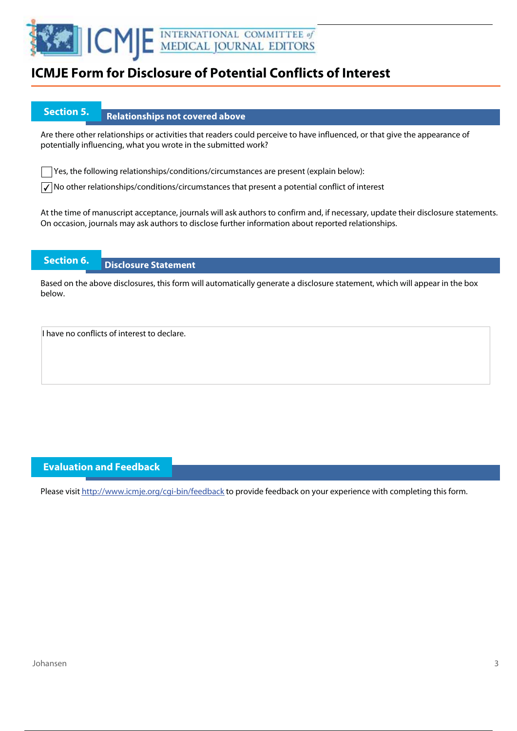# ICMJE Form for Disclosure of Potential Conflicts of Interest

## Section 5. Relationships not covered above

Are there other relationships or activities that readers could perceive to have influenced, or that give the appearance of potentially influencing, what you wrote in the submitted work?

☐ Yes, the following relationships/conditions/circumstances are present (explain below):

☑ No other relationships/conditions/circumstances that present a potential conflict of interest

At the time of manuscript acceptance, journals will ask authors to confirm and, if necessary, update their disclosure statements. On occasion, journals may ask authors to disclose further information about reported relationships.

## Section 6. Disclosure Statement

Based on the above disclosures, this form will automatically generate a disclosure statement, which will appear in the box below.

I have no conflicts of interest to declare.

## Evaluation and Feedback

Please visit http://www.icmje.org/cgi-bin/feedback to provide feedback on your experience with completing this form.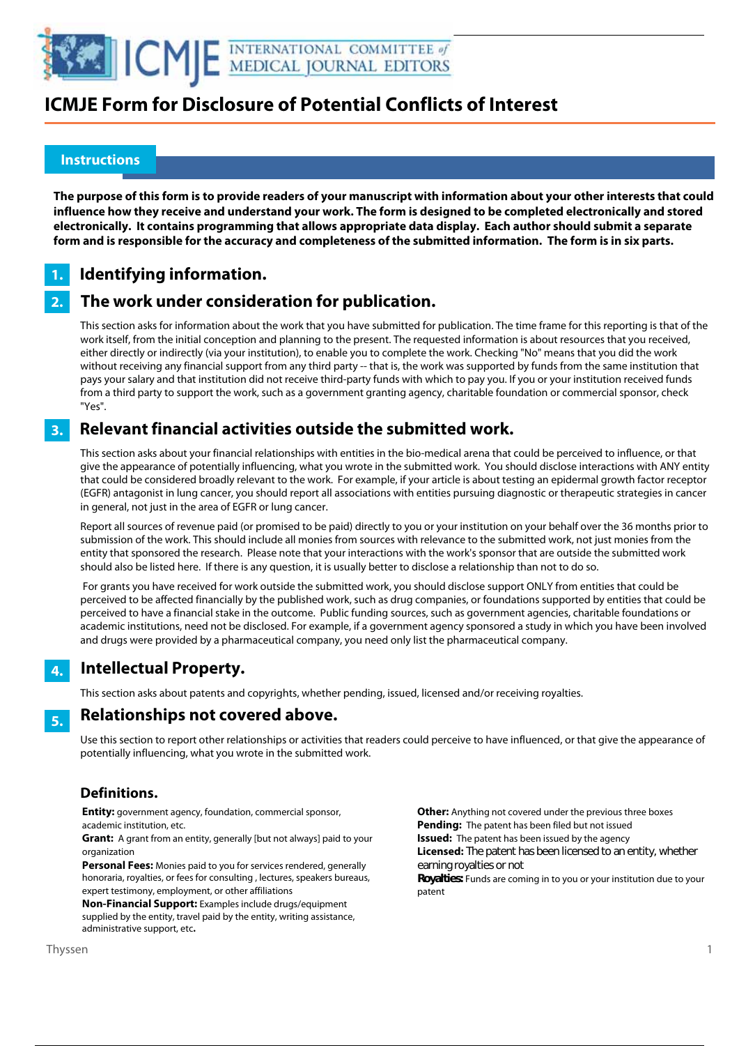# ICMJE Form for Disclosure of Potential Conflicts of Interest

## Instructions

**The purpose of this form is to provide readers of your manuscript with information about your other interests that could influence how they receive and understand your work. The form is designed to be completed electronically and stored electronically. It contains programming that allows appropriate data display. Each author should submit a separate form and is responsible for the accuracy and completeness of the submitted information. The form is in six parts.**

### 1. Identifying information.

### 2. The work under consideration for publication.

This section asks for information about the work that you have submitted for publication. The time frame for this reporting is that of the work itself, from the initial conception and planning to the present. The requested information is about resources that you received, either directly or indirectly (via your institution), to enable you to complete the work. Checking "No" means that you did the work without receiving any financial support from any third party -- that is, the work was supported by funds from the same institution that pays your salary and that institution did not receive third-party funds with which to pay you. If you or your institution received funds from a third party to support the work, such as a government granting agency, charitable foundation or commercial sponsor, check "Yes".

### 3. Relevant financial activities outside the submitted work.

This section asks about your financial relationships with entities in the bio-medical arena that could be perceived to influence, or that give the appearance of potentially influencing, what you wrote in the submitted work. You should disclose interactions with ANY entity that could be considered broadly relevant to the work. For example, if your article is about testing an epidermal growth factor receptor (EGFR) antagonist in lung cancer, you should report all associations with entities pursuing diagnostic or therapeutic strategies in cancer in general, not just in the area of EGFR or lung cancer.

Report all sources of revenue paid (or promised to be paid) directly to you or your institution on your behalf over the 36 months prior to submission of the work. This should include all monies from sources with relevance to the submitted work, not just monies from the entity that sponsored the research. Please note that your interactions with the work's sponsor that are outside the submitted work should also be listed here. If there is any question, it is usually better to disclose a relationship than not to do so.

For grants you have received for work outside the submitted work, you should disclose support ONLY from entities that could be perceived to be affected financially by the published work, such as drug companies, or foundations supported by entities that could be perceived to have a financial stake in the outcome. Public funding sources, such as government agencies, charitable foundations or academic institutions, need not be disclosed. For example, if a government agency sponsored a study in which you have been involved and drugs were provided by a pharmaceutical company, you need only list the pharmaceutical company.

### 4. Intellectual Property.

This section asks about patents and copyrights, whether pending, issued, licensed and/or receiving royalties.

### 5. Relationships not covered above.

Use this section to report other relationships or activities that readers could perceive to have influenced, or that give the appearance of potentially influencing, what you wrote in the submitted work.

### Definitions.

**Entity:** government agency, foundation, commercial sponsor, academic institution, etc.

**Grant:** A grant from an entity, generally [but not always] paid to your organization

**Personal Fees:** Monies paid to you for services rendered, generally honoraria, royalties, or fees for consulting , lectures, speakers bureaus, expert testimony, employment, or other affiliations

**Non-Financial Support:** Examples include drugs/equipment supplied by the entity, travel paid by the entity, writing assistance, administrative support, etc**.**

**Other:** Anything not covered under the previous three boxes

**Pending:** The patent has been filed but not issued

**Issued:** The patent has been issued by the agency

**Licensed:** The patent has been licensed to an entity, whether earning royalties or not

**Royalties:** Funds are coming in to you or your institution due to your patent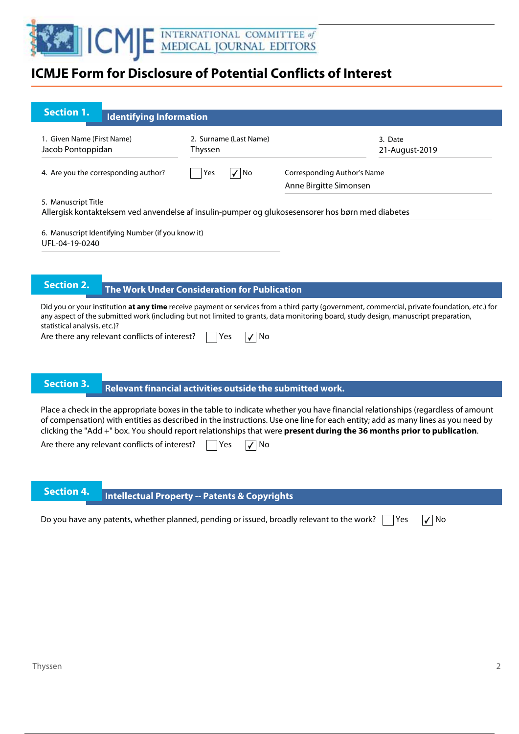# ICMJE Form for Disclosure of Potential Conflicts of Interest

## Section 1. Identifying Information

1. Given Name (First Name)
Jacob Pontoppidan

2. Surname (Last Name)
Thyssen

3. Date
21-August-2019

4. Are you the corresponding author? ☐ Yes ☑ No

Corresponding Author's Name
Anne Birgitte Simonsen

5. Manuscript Title
Allergisk kontakteksem ved anvendelse af insulin-pumper og glukosesensorer hos børn med diabetes

6. Manuscript Identifying Number (if you know it)
UFL-04-19-0240

## Section 2. The Work Under Consideration for Publication

Did you or your institution **at any time** receive payment or services from a third party (government, commercial, private foundation, etc.) for any aspect of the submitted work (including but not limited to grants, data monitoring board, study design, manuscript preparation, statistical analysis, etc.)?

Are there any relevant conflicts of interest? ☐ Yes ☑ No

## Section 3. Relevant financial activities outside the submitted work.

Place a check in the appropriate boxes in the table to indicate whether you have financial relationships (regardless of amount of compensation) with entities as described in the instructions. Use one line for each entity; add as many lines as you need by clicking the "Add +" box. You should report relationships that were **present during the 36 months prior to publication**.

Are there any relevant conflicts of interest? ☐ Yes ☑ No

## Section 4. Intellectual Property -- Patents & Copyrights

Do you have any patents, whether planned, pending or issued, broadly relevant to the work? ☐ Yes ☑ No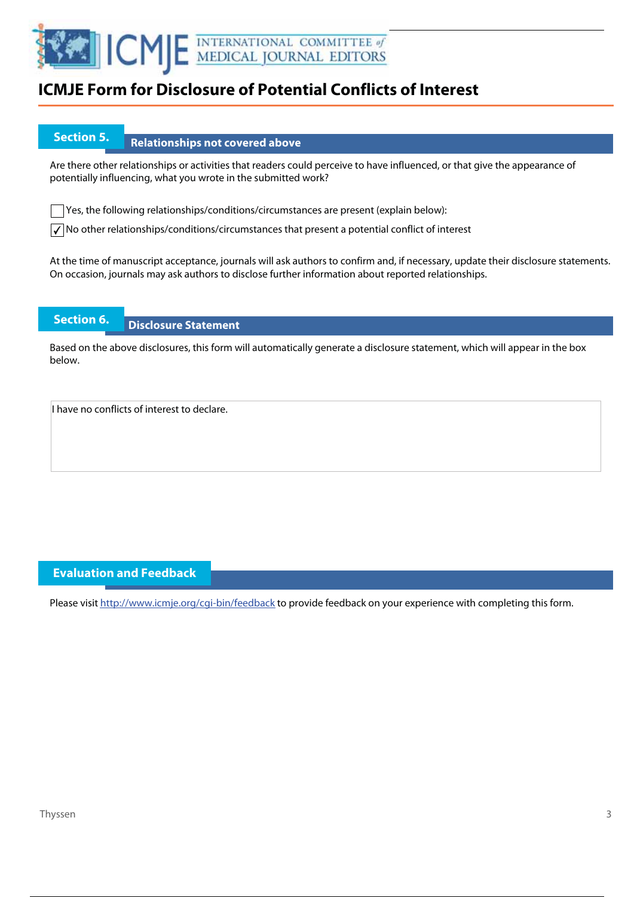# ICMJE Form for Disclosure of Potential Conflicts of Interest

## Section 5. Relationships not covered above

Are there other relationships or activities that readers could perceive to have influenced, or that give the appearance of potentially influencing, what you wrote in the submitted work?

☐ Yes, the following relationships/conditions/circumstances are present (explain below):

☑ No other relationships/conditions/circumstances that present a potential conflict of interest

At the time of manuscript acceptance, journals will ask authors to confirm and, if necessary, update their disclosure statements. On occasion, journals may ask authors to disclose further information about reported relationships.

## Section 6. Disclosure Statement

Based on the above disclosures, this form will automatically generate a disclosure statement, which will appear in the box below.

I have no conflicts of interest to declare.

## Evaluation and Feedback

Please visit http://www.icmje.org/cgi-bin/feedback to provide feedback on your experience with completing this form.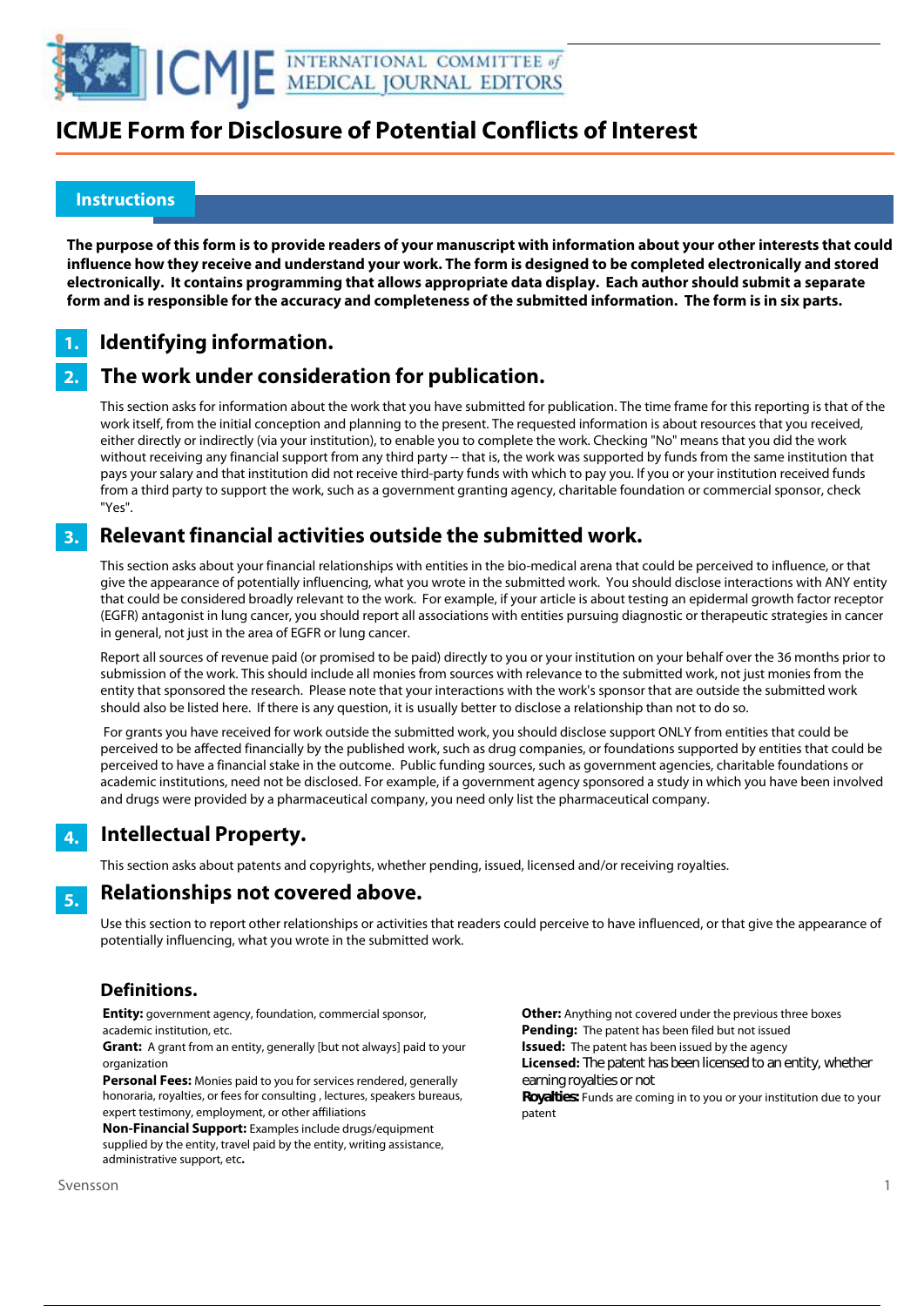# ICMJE Form for Disclosure of Potential Conflicts of Interest

## Instructions

**The purpose of this form is to provide readers of your manuscript with information about your other interests that could influence how they receive and understand your work. The form is designed to be completed electronically and stored electronically. It contains programming that allows appropriate data display. Each author should submit a separate form and is responsible for the accuracy and completeness of the submitted information. The form is in six parts.**

## 1. Identifying information.

## 2. The work under consideration for publication.

This section asks for information about the work that you have submitted for publication. The time frame for this reporting is that of the work itself, from the initial conception and planning to the present. The requested information is about resources that you received, either directly or indirectly (via your institution), to enable you to complete the work. Checking "No" means that you did the work without receiving any financial support from any third party -- that is, the work was supported by funds from the same institution that pays your salary and that institution did not receive third-party funds with which to pay you. If you or your institution received funds from a third party to support the work, such as a government granting agency, charitable foundation or commercial sponsor, check "Yes".

## 3. Relevant financial activities outside the submitted work.

This section asks about your financial relationships with entities in the bio-medical arena that could be perceived to influence, or that give the appearance of potentially influencing, what you wrote in the submitted work. You should disclose interactions with ANY entity that could be considered broadly relevant to the work. For example, if your article is about testing an epidermal growth factor receptor (EGFR) antagonist in lung cancer, you should report all associations with entities pursuing diagnostic or therapeutic strategies in cancer in general, not just in the area of EGFR or lung cancer.

Report all sources of revenue paid (or promised to be paid) directly to you or your institution on your behalf over the 36 months prior to submission of the work. This should include all monies from sources with relevance to the submitted work, not just monies from the entity that sponsored the research. Please note that your interactions with the work's sponsor that are outside the submitted work should also be listed here. If there is any question, it is usually better to disclose a relationship than not to do so.

For grants you have received for work outside the submitted work, you should disclose support ONLY from entities that could be perceived to be affected financially by the published work, such as drug companies, or foundations supported by entities that could be perceived to have a financial stake in the outcome. Public funding sources, such as government agencies, charitable foundations or academic institutions, need not be disclosed. For example, if a government agency sponsored a study in which you have been involved and drugs were provided by a pharmaceutical company, you need only list the pharmaceutical company.

## 4. Intellectual Property.

This section asks about patents and copyrights, whether pending, issued, licensed and/or receiving royalties.

## 5. Relationships not covered above.

Use this section to report other relationships or activities that readers could perceive to have influenced, or that give the appearance of potentially influencing, what you wrote in the submitted work.

### Definitions.

**Entity:** government agency, foundation, commercial sponsor, academic institution, etc.

**Grant:** A grant from an entity, generally [but not always] paid to your organization

**Personal Fees:** Monies paid to you for services rendered, generally honoraria, royalties, or fees for consulting , lectures, speakers bureaus, expert testimony, employment, or other affiliations

**Non-Financial Support:** Examples include drugs/equipment supplied by the entity, travel paid by the entity, writing assistance, administrative support, etc**.**

**Other:** Anything not covered under the previous three boxes

**Pending:** The patent has been filed but not issued

**Issued:** The patent has been issued by the agency

**Licensed:** The patent has been licensed to an entity, whether earning royalties or not

**Royalties:** Funds are coming in to you or your institution due to your patent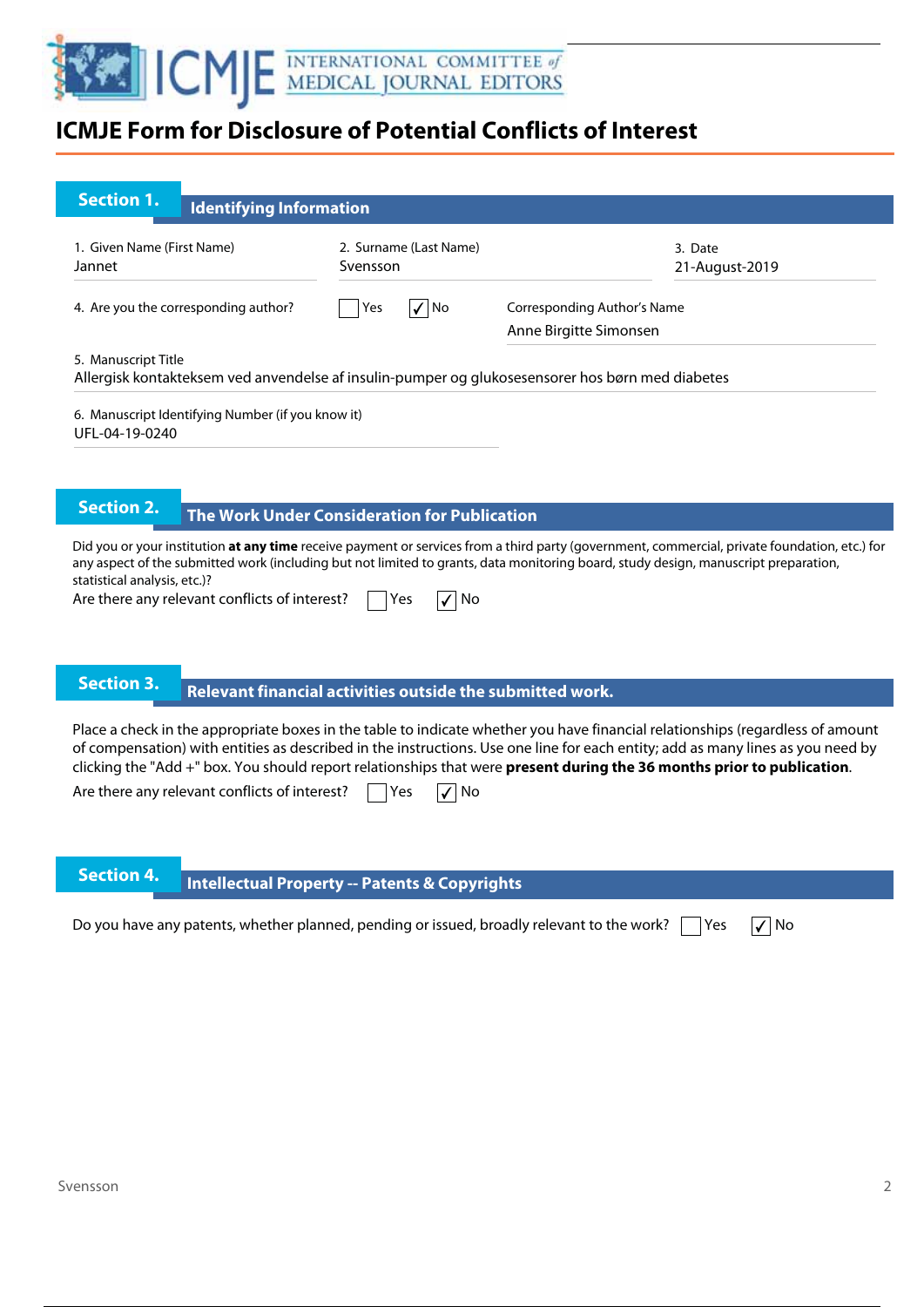# ICMJE Form for Disclosure of Potential Conflicts of Interest

## Section 1. Identifying Information

1. Given Name (First Name): Jannet
2. Surname (Last Name): Svensson
3. Date: 21-August-2019

4. Are you the corresponding author? ☐ Yes ☑ No

Corresponding Author's Name: Anne Birgitte Simonsen

5. Manuscript Title: Allergisk kontakteksem ved anvendelse af insulin-pumper og glukosesensorer hos børn med diabetes

6. Manuscript Identifying Number (if you know it): UFL-04-19-0240

## Section 2. The Work Under Consideration for Publication

Did you or your institution **at any time** receive payment or services from a third party (government, commercial, private foundation, etc.) for any aspect of the submitted work (including but not limited to grants, data monitoring board, study design, manuscript preparation, statistical analysis, etc.)?

Are there any relevant conflicts of interest? ☐ Yes ☑ No

## Section 3. Relevant financial activities outside the submitted work.

Place a check in the appropriate boxes in the table to indicate whether you have financial relationships (regardless of amount of compensation) with entities as described in the instructions. Use one line for each entity; add as many lines as you need by clicking the "Add +" box. You should report relationships that were **present during the 36 months prior to publication**.

Are there any relevant conflicts of interest? ☐ Yes ☑ No

## Section 4. Intellectual Property -- Patents & Copyrights

Do you have any patents, whether planned, pending or issued, broadly relevant to the work? ☐ Yes ☑ No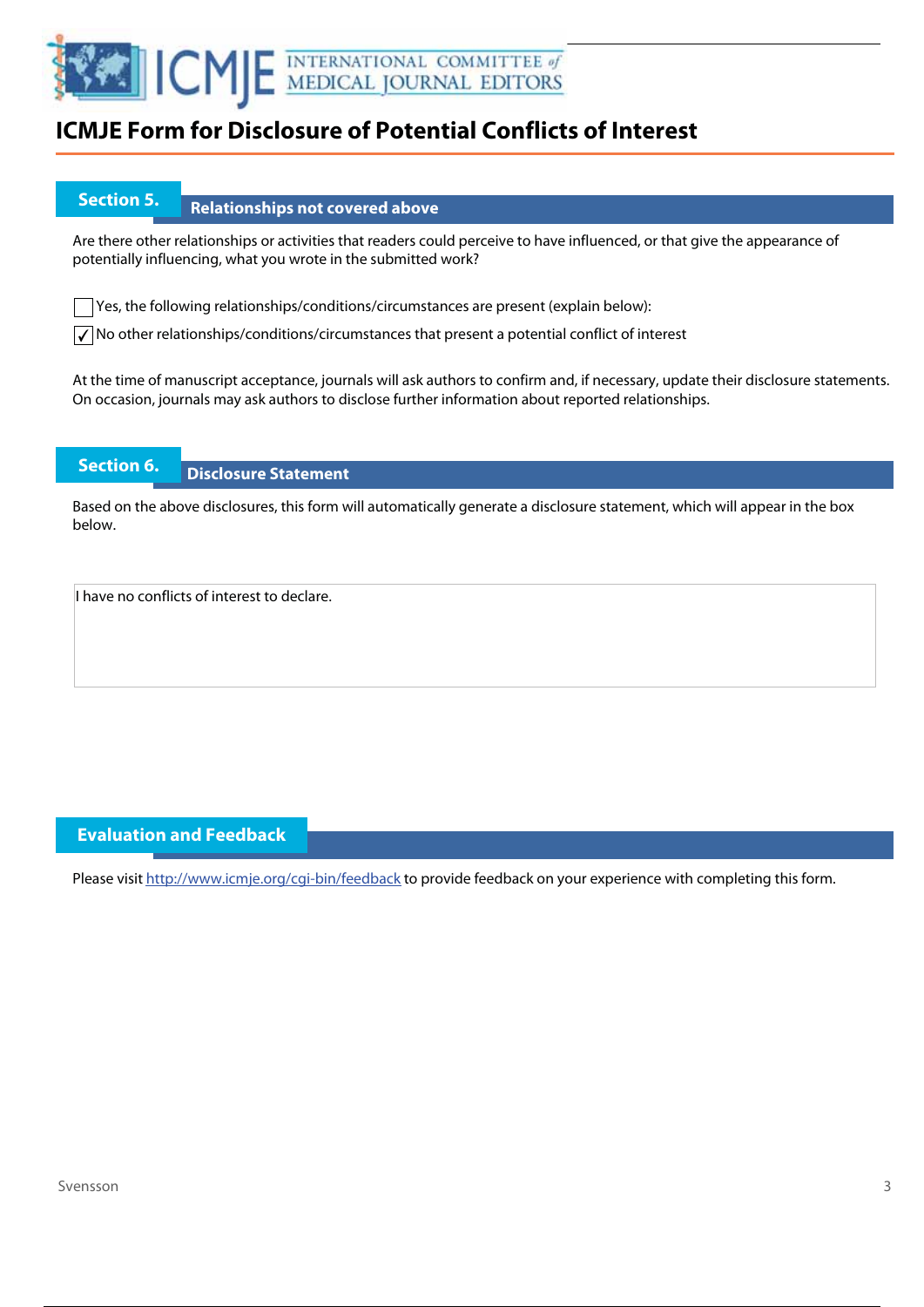# ICMJE Form for Disclosure of Potential Conflicts of Interest

## Section 5. Relationships not covered above

Are there other relationships or activities that readers could perceive to have influenced, or that give the appearance of potentially influencing, what you wrote in the submitted work?

☐ Yes, the following relationships/conditions/circumstances are present (explain below):

☑ No other relationships/conditions/circumstances that present a potential conflict of interest

At the time of manuscript acceptance, journals will ask authors to confirm and, if necessary, update their disclosure statements. On occasion, journals may ask authors to disclose further information about reported relationships.

## Section 6. Disclosure Statement

Based on the above disclosures, this form will automatically generate a disclosure statement, which will appear in the box below.

I have no conflicts of interest to declare.

## Evaluation and Feedback

Please visit http://www.icmje.org/cgi-bin/feedback to provide feedback on your experience with completing this form.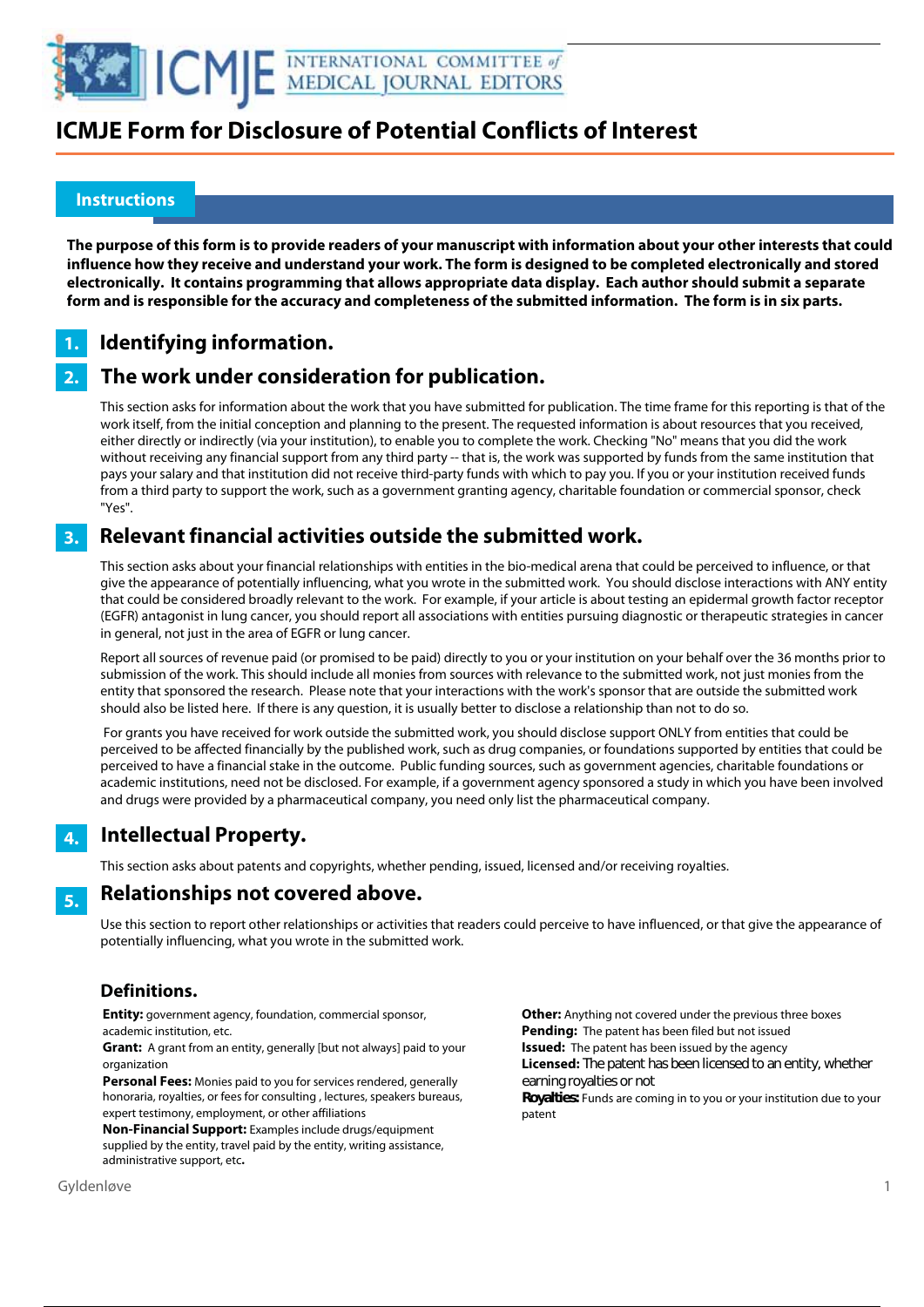# ICMJE Form for Disclosure of Potential Conflicts of Interest

## Instructions

**The purpose of this form is to provide readers of your manuscript with information about your other interests that could influence how they receive and understand your work. The form is designed to be completed electronically and stored electronically. It contains programming that allows appropriate data display. Each author should submit a separate form and is responsible for the accuracy and completeness of the submitted information. The form is in six parts.**

## 1. Identifying information.

## 2. The work under consideration for publication.

This section asks for information about the work that you have submitted for publication. The time frame for this reporting is that of the work itself, from the initial conception and planning to the present. The requested information is about resources that you received, either directly or indirectly (via your institution), to enable you to complete the work. Checking "No" means that you did the work without receiving any financial support from any third party -- that is, the work was supported by funds from the same institution that pays your salary and that institution did not receive third-party funds with which to pay you. If you or your institution received funds from a third party to support the work, such as a government granting agency, charitable foundation or commercial sponsor, check "Yes".

## 3. Relevant financial activities outside the submitted work.

This section asks about your financial relationships with entities in the bio-medical arena that could be perceived to influence, or that give the appearance of potentially influencing, what you wrote in the submitted work. You should disclose interactions with ANY entity that could be considered broadly relevant to the work. For example, if your article is about testing an epidermal growth factor receptor (EGFR) antagonist in lung cancer, you should report all associations with entities pursuing diagnostic or therapeutic strategies in cancer in general, not just in the area of EGFR or lung cancer.

Report all sources of revenue paid (or promised to be paid) directly to you or your institution on your behalf over the 36 months prior to submission of the work. This should include all monies from sources with relevance to the submitted work, not just monies from the entity that sponsored the research. Please note that your interactions with the work's sponsor that are outside the submitted work should also be listed here. If there is any question, it is usually better to disclose a relationship than not to do so.

For grants you have received for work outside the submitted work, you should disclose support ONLY from entities that could be perceived to be affected financially by the published work, such as drug companies, or foundations supported by entities that could be perceived to have a financial stake in the outcome. Public funding sources, such as government agencies, charitable foundations or academic institutions, need not be disclosed. For example, if a government agency sponsored a study in which you have been involved and drugs were provided by a pharmaceutical company, you need only list the pharmaceutical company.

## 4. Intellectual Property.

This section asks about patents and copyrights, whether pending, issued, licensed and/or receiving royalties.

## 5. Relationships not covered above.

Use this section to report other relationships or activities that readers could perceive to have influenced, or that give the appearance of potentially influencing, what you wrote in the submitted work.

### Definitions.

**Entity:** government agency, foundation, commercial sponsor, academic institution, etc.

**Grant:** A grant from an entity, generally [but not always] paid to your organization

**Personal Fees:** Monies paid to you for services rendered, generally honoraria, royalties, or fees for consulting , lectures, speakers bureaus, expert testimony, employment, or other affiliations

**Non-Financial Support:** Examples include drugs/equipment supplied by the entity, travel paid by the entity, writing assistance, administrative support, etc**.**

**Other:** Anything not covered under the previous three boxes

**Pending:** The patent has been filed but not issued

**Issued:** The patent has been issued by the agency

**Licensed:** The patent has been licensed to an entity, whether earning royalties or not

**Royalties:** Funds are coming in to you or your institution due to your patent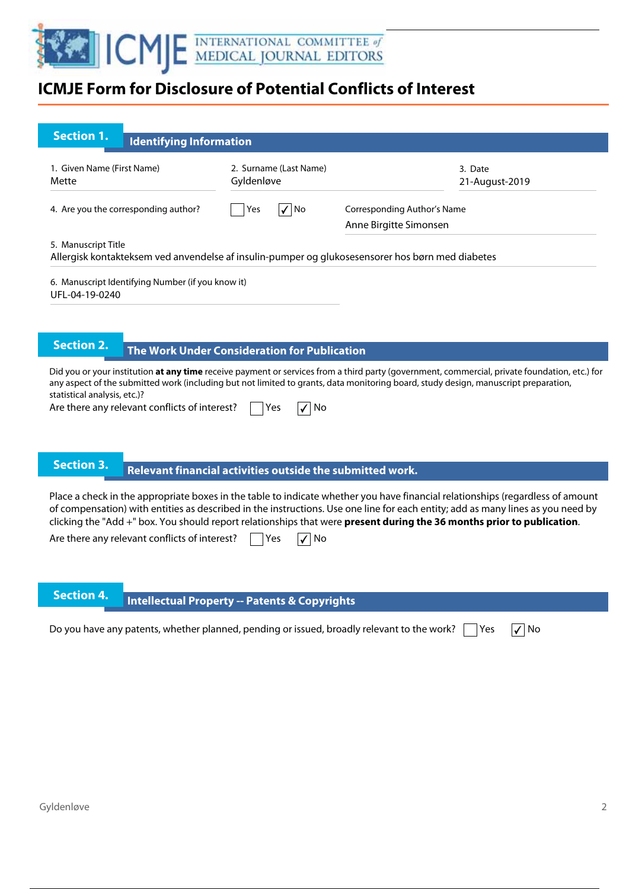# ICMJE Form for Disclosure of Potential Conflicts of Interest

## Section 1. Identifying Information

1. Given Name (First Name)
Mette

2. Surname (Last Name)
Gyldenløve

3. Date
21-August-2019

4. Are you the corresponding author? ☐ Yes ☑ No

Corresponding Author's Name
Anne Birgitte Simonsen

5. Manuscript Title
Allergisk kontakteksem ved anvendelse af insulin-pumper og glukosesensorer hos børn med diabetes

6. Manuscript Identifying Number (if you know it)
UFL-04-19-0240

## Section 2. The Work Under Consideration for Publication

Did you or your institution **at any time** receive payment or services from a third party (government, commercial, private foundation, etc.) for any aspect of the submitted work (including but not limited to grants, data monitoring board, study design, manuscript preparation, statistical analysis, etc.)?

Are there any relevant conflicts of interest? ☐ Yes ☑ No

## Section 3. Relevant financial activities outside the submitted work.

Place a check in the appropriate boxes in the table to indicate whether you have financial relationships (regardless of amount of compensation) with entities as described in the instructions. Use one line for each entity; add as many lines as you need by clicking the "Add +" box. You should report relationships that were **present during the 36 months prior to publication**.

Are there any relevant conflicts of interest? ☐ Yes ☑ No

## Section 4. Intellectual Property -- Patents & Copyrights

Do you have any patents, whether planned, pending or issued, broadly relevant to the work? ☐ Yes ☑ No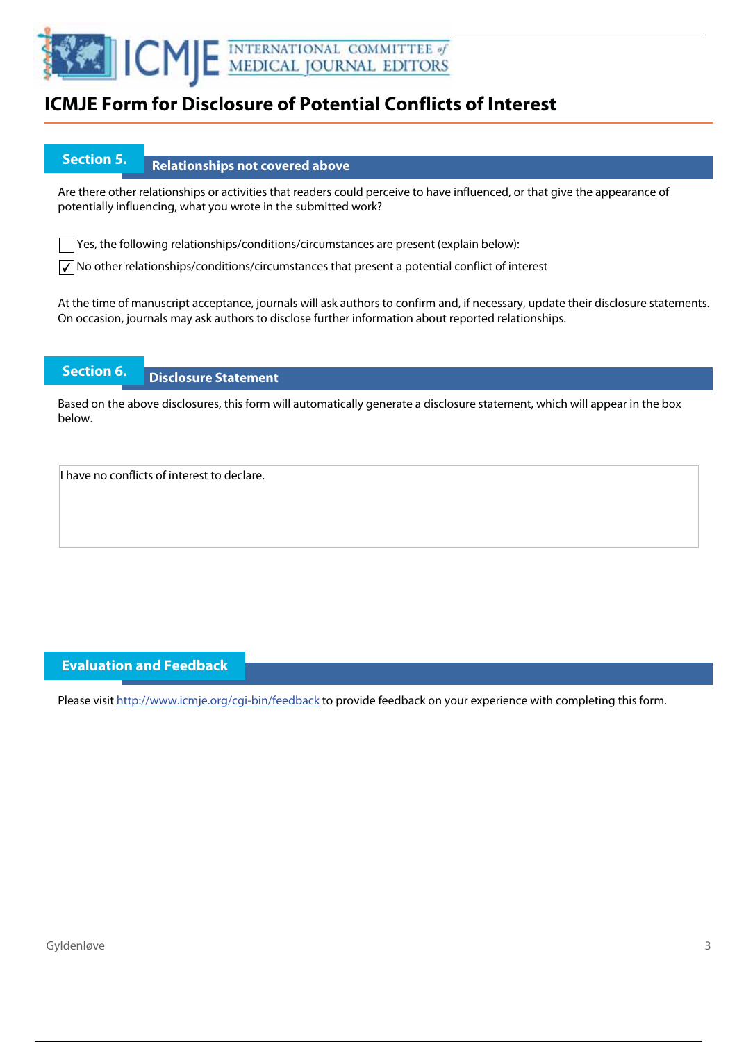# ICMJE Form for Disclosure of Potential Conflicts of Interest

## Section 5. Relationships not covered above

Are there other relationships or activities that readers could perceive to have influenced, or that give the appearance of potentially influencing, what you wrote in the submitted work?

☐ Yes, the following relationships/conditions/circumstances are present (explain below):

☑ No other relationships/conditions/circumstances that present a potential conflict of interest

At the time of manuscript acceptance, journals will ask authors to confirm and, if necessary, update their disclosure statements. On occasion, journals may ask authors to disclose further information about reported relationships.

## Section 6. Disclosure Statement

Based on the above disclosures, this form will automatically generate a disclosure statement, which will appear in the box below.

I have no conflicts of interest to declare.

## Evaluation and Feedback

Please visit http://www.icmje.org/cgi-bin/feedback to provide feedback on your experience with completing this form.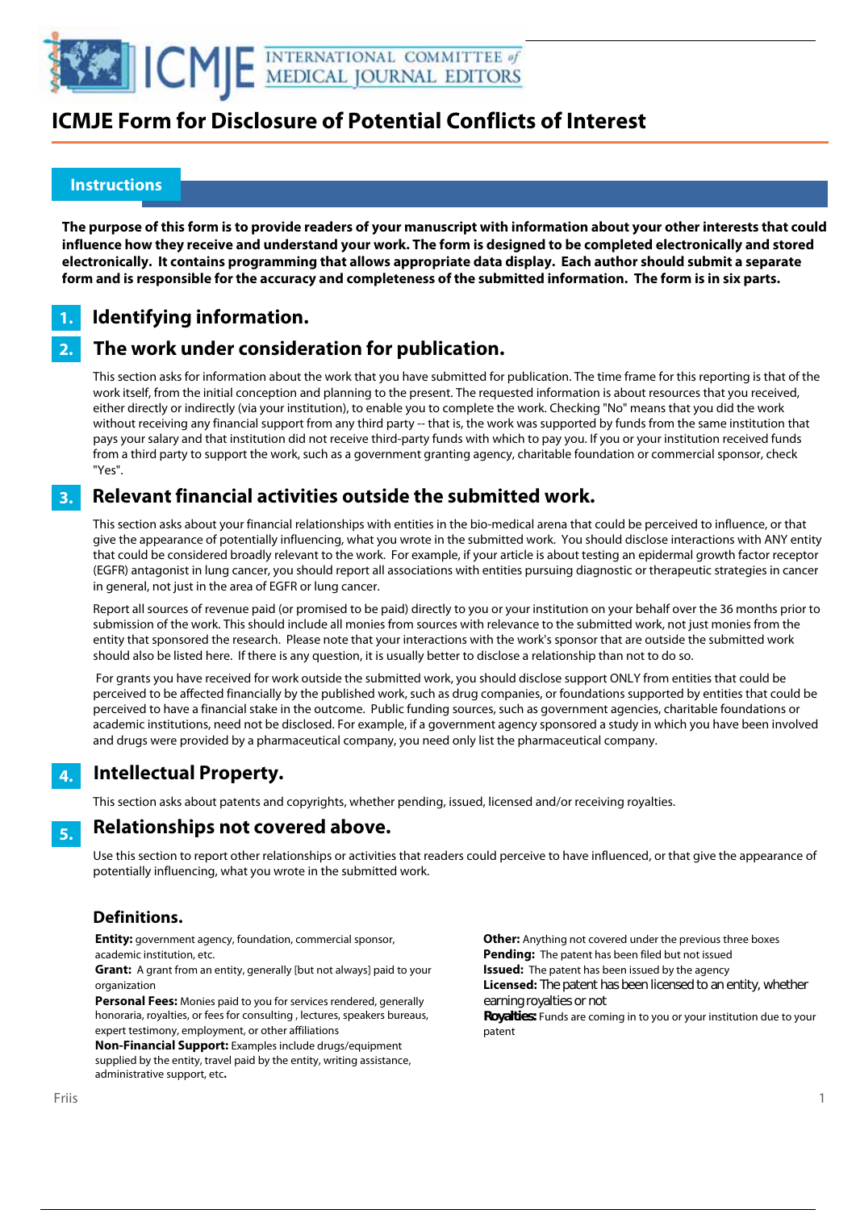# ICMJE Form for Disclosure of Potential Conflicts of Interest

## Instructions

**The purpose of this form is to provide readers of your manuscript with information about your other interests that could influence how they receive and understand your work. The form is designed to be completed electronically and stored electronically. It contains programming that allows appropriate data display. Each author should submit a separate form and is responsible for the accuracy and completeness of the submitted information. The form is in six parts.**

## 1. Identifying information.

## 2. The work under consideration for publication.

This section asks for information about the work that you have submitted for publication. The time frame for this reporting is that of the work itself, from the initial conception and planning to the present. The requested information is about resources that you received, either directly or indirectly (via your institution), to enable you to complete the work. Checking "No" means that you did the work without receiving any financial support from any third party -- that is, the work was supported by funds from the same institution that pays your salary and that institution did not receive third-party funds with which to pay you. If you or your institution received funds from a third party to support the work, such as a government granting agency, charitable foundation or commercial sponsor, check "Yes".

## 3. Relevant financial activities outside the submitted work.

This section asks about your financial relationships with entities in the bio-medical arena that could be perceived to influence, or that give the appearance of potentially influencing, what you wrote in the submitted work. You should disclose interactions with ANY entity that could be considered broadly relevant to the work. For example, if your article is about testing an epidermal growth factor receptor (EGFR) antagonist in lung cancer, you should report all associations with entities pursuing diagnostic or therapeutic strategies in cancer in general, not just in the area of EGFR or lung cancer.

Report all sources of revenue paid (or promised to be paid) directly to you or your institution on your behalf over the 36 months prior to submission of the work. This should include all monies from sources with relevance to the submitted work, not just monies from the entity that sponsored the research. Please note that your interactions with the work's sponsor that are outside the submitted work should also be listed here. If there is any question, it is usually better to disclose a relationship than not to do so.

For grants you have received for work outside the submitted work, you should disclose support ONLY from entities that could be perceived to be affected financially by the published work, such as drug companies, or foundations supported by entities that could be perceived to have a financial stake in the outcome. Public funding sources, such as government agencies, charitable foundations or academic institutions, need not be disclosed. For example, if a government agency sponsored a study in which you have been involved and drugs were provided by a pharmaceutical company, you need only list the pharmaceutical company.

## 4. Intellectual Property.

This section asks about patents and copyrights, whether pending, issued, licensed and/or receiving royalties.

## 5. Relationships not covered above.

Use this section to report other relationships or activities that readers could perceive to have influenced, or that give the appearance of potentially influencing, what you wrote in the submitted work.

### Definitions.

**Entity:** government agency, foundation, commercial sponsor, academic institution, etc.

**Grant:** A grant from an entity, generally [but not always] paid to your organization

**Personal Fees:** Monies paid to you for services rendered, generally honoraria, royalties, or fees for consulting , lectures, speakers bureaus, expert testimony, employment, or other affiliations

**Non-Financial Support:** Examples include drugs/equipment supplied by the entity, travel paid by the entity, writing assistance, administrative support, etc**.**

**Other:** Anything not covered under the previous three boxes

**Pending:** The patent has been filed but not issued

**Issued:** The patent has been issued by the agency

**Licensed:** The patent has been licensed to an entity, whether earning royalties or not

**Royalties:** Funds are coming in to you or your institution due to your patent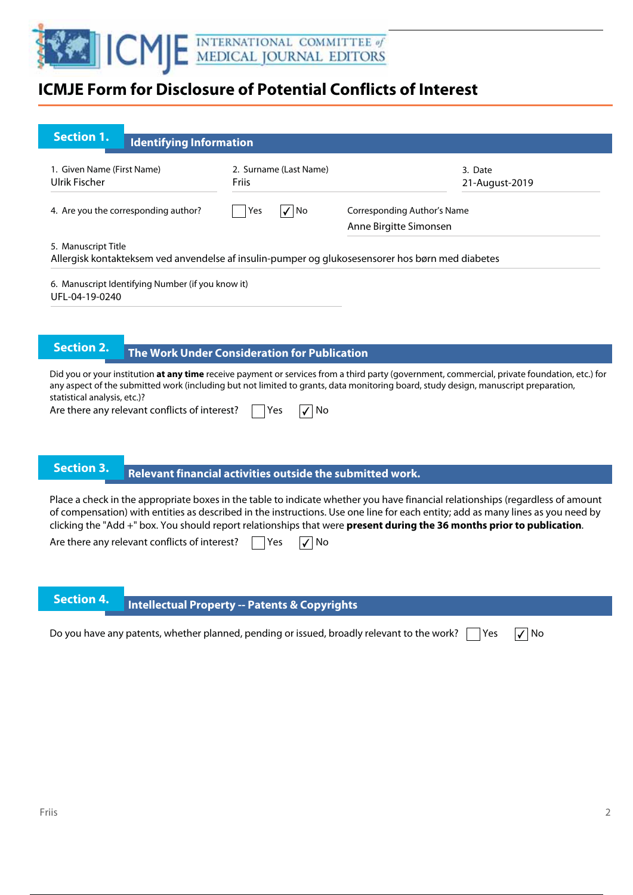# ICMJE Form for Disclosure of Potential Conflicts of Interest

## Section 1. Identifying Information

1. Given Name (First Name)
Ulrik Fischer

2. Surname (Last Name)
Friis

3. Date
21-August-2019

4. Are you the corresponding author? ☐ Yes ☑ No

Corresponding Author's Name
Anne Birgitte Simonsen

5. Manuscript Title
Allergisk kontakteksem ved anvendelse af insulin-pumper og glukosesensorer hos børn med diabetes

6. Manuscript Identifying Number (if you know it)
UFL-04-19-0240

## Section 2. The Work Under Consideration for Publication

Did you or your institution **at any time** receive payment or services from a third party (government, commercial, private foundation, etc.) for any aspect of the submitted work (including but not limited to grants, data monitoring board, study design, manuscript preparation, statistical analysis, etc.)?

Are there any relevant conflicts of interest? ☐ Yes ☑ No

## Section 3. Relevant financial activities outside the submitted work.

Place a check in the appropriate boxes in the table to indicate whether you have financial relationships (regardless of amount of compensation) with entities as described in the instructions. Use one line for each entity; add as many lines as you need by clicking the "Add +" box. You should report relationships that were **present during the 36 months prior to publication**.

Are there any relevant conflicts of interest? ☐ Yes ☑ No

## Section 4. Intellectual Property -- Patents & Copyrights

Do you have any patents, whether planned, pending or issued, broadly relevant to the work? ☐ Yes ☑ No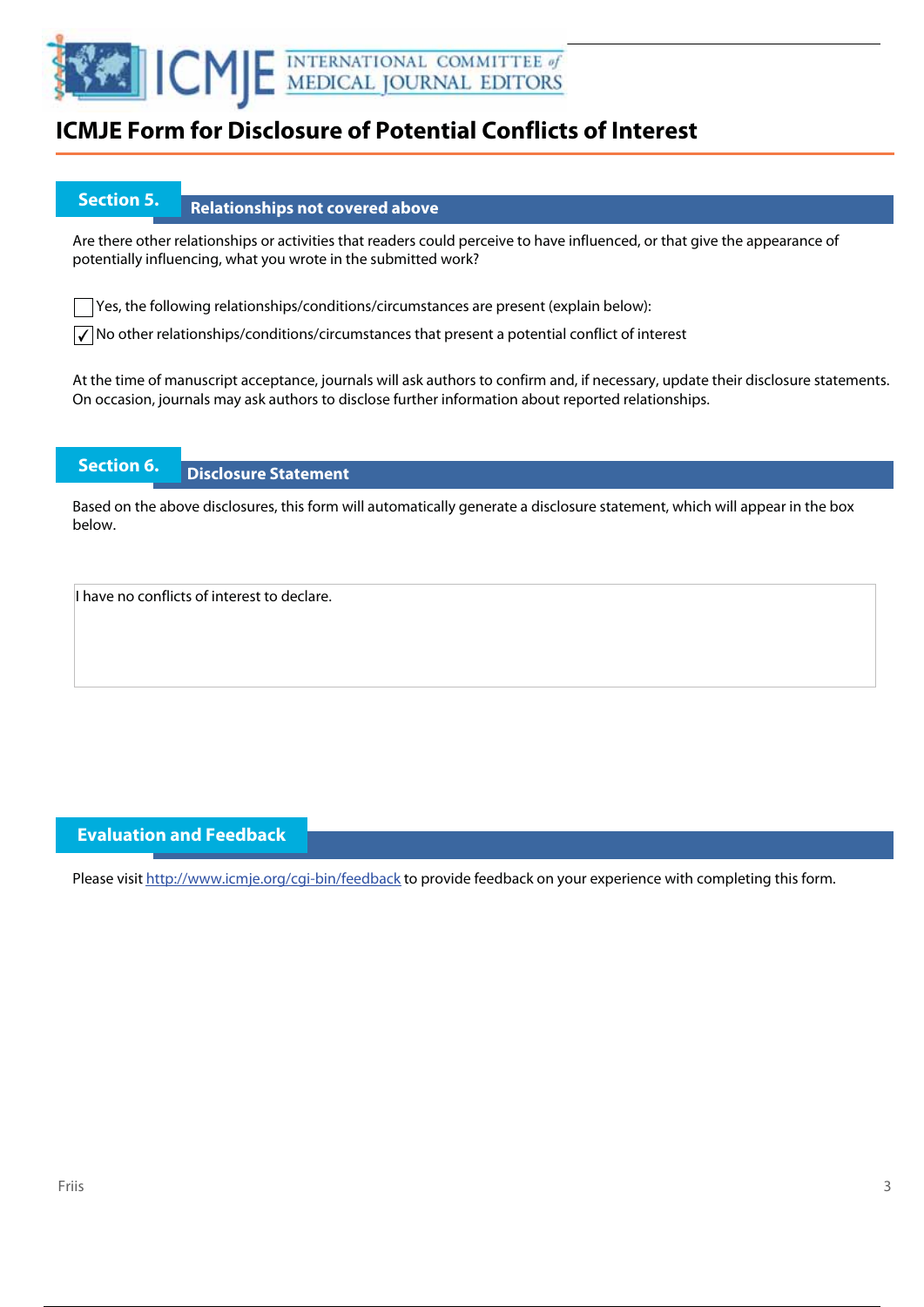# ICMJE Form for Disclosure of Potential Conflicts of Interest

## Section 5. Relationships not covered above

Are there other relationships or activities that readers could perceive to have influenced, or that give the appearance of potentially influencing, what you wrote in the submitted work?

☐ Yes, the following relationships/conditions/circumstances are present (explain below):

☑ No other relationships/conditions/circumstances that present a potential conflict of interest

At the time of manuscript acceptance, journals will ask authors to confirm and, if necessary, update their disclosure statements. On occasion, journals may ask authors to disclose further information about reported relationships.

## Section 6. Disclosure Statement

Based on the above disclosures, this form will automatically generate a disclosure statement, which will appear in the box below.

I have no conflicts of interest to declare.

## Evaluation and Feedback

Please visit http://www.icmje.org/cgi-bin/feedback to provide feedback on your experience with completing this form.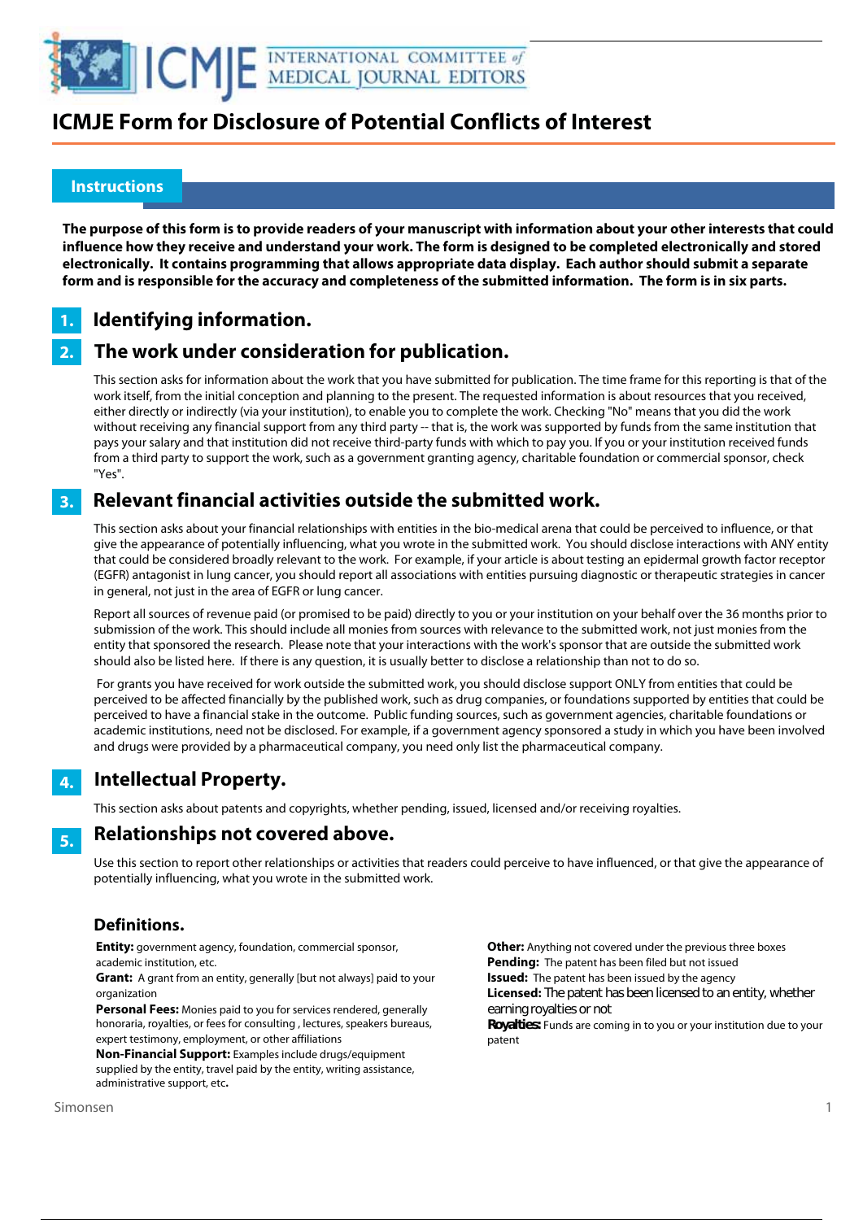# ICMJE Form for Disclosure of Potential Conflicts of Interest

## Instructions

**The purpose of this form is to provide readers of your manuscript with information about your other interests that could influence how they receive and understand your work. The form is designed to be completed electronically and stored electronically. It contains programming that allows appropriate data display. Each author should submit a separate form and is responsible for the accuracy and completeness of the submitted information. The form is in six parts.**

## 1. Identifying information.

## 2. The work under consideration for publication.

This section asks for information about the work that you have submitted for publication. The time frame for this reporting is that of the work itself, from the initial conception and planning to the present. The requested information is about resources that you received, either directly or indirectly (via your institution), to enable you to complete the work. Checking "No" means that you did the work without receiving any financial support from any third party -- that is, the work was supported by funds from the same institution that pays your salary and that institution did not receive third-party funds with which to pay you. If you or your institution received funds from a third party to support the work, such as a government granting agency, charitable foundation or commercial sponsor, check "Yes".

## 3. Relevant financial activities outside the submitted work.

This section asks about your financial relationships with entities in the bio-medical arena that could be perceived to influence, or that give the appearance of potentially influencing, what you wrote in the submitted work. You should disclose interactions with ANY entity that could be considered broadly relevant to the work. For example, if your article is about testing an epidermal growth factor receptor (EGFR) antagonist in lung cancer, you should report all associations with entities pursuing diagnostic or therapeutic strategies in cancer in general, not just in the area of EGFR or lung cancer.

Report all sources of revenue paid (or promised to be paid) directly to you or your institution on your behalf over the 36 months prior to submission of the work. This should include all monies from sources with relevance to the submitted work, not just monies from the entity that sponsored the research. Please note that your interactions with the work's sponsor that are outside the submitted work should also be listed here. If there is any question, it is usually better to disclose a relationship than not to do so.

For grants you have received for work outside the submitted work, you should disclose support ONLY from entities that could be perceived to be affected financially by the published work, such as drug companies, or foundations supported by entities that could be perceived to have a financial stake in the outcome. Public funding sources, such as government agencies, charitable foundations or academic institutions, need not be disclosed. For example, if a government agency sponsored a study in which you have been involved and drugs were provided by a pharmaceutical company, you need only list the pharmaceutical company.

## 4. Intellectual Property.

This section asks about patents and copyrights, whether pending, issued, licensed and/or receiving royalties.

## 5. Relationships not covered above.

Use this section to report other relationships or activities that readers could perceive to have influenced, or that give the appearance of potentially influencing, what you wrote in the submitted work.

### Definitions.

**Entity:** government agency, foundation, commercial sponsor, academic institution, etc.

**Grant:** A grant from an entity, generally [but not always] paid to your organization

**Personal Fees:** Monies paid to you for services rendered, generally honoraria, royalties, or fees for consulting , lectures, speakers bureaus, expert testimony, employment, or other affiliations

**Non-Financial Support:** Examples include drugs/equipment supplied by the entity, travel paid by the entity, writing assistance, administrative support, etc**.**

**Other:** Anything not covered under the previous three boxes

**Pending:** The patent has been filed but not issued

**Issued:** The patent has been issued by the agency

**Licensed:** The patent has been licensed to an entity, whether earning royalties or not

**Royalties:** Funds are coming in to you or your institution due to your patent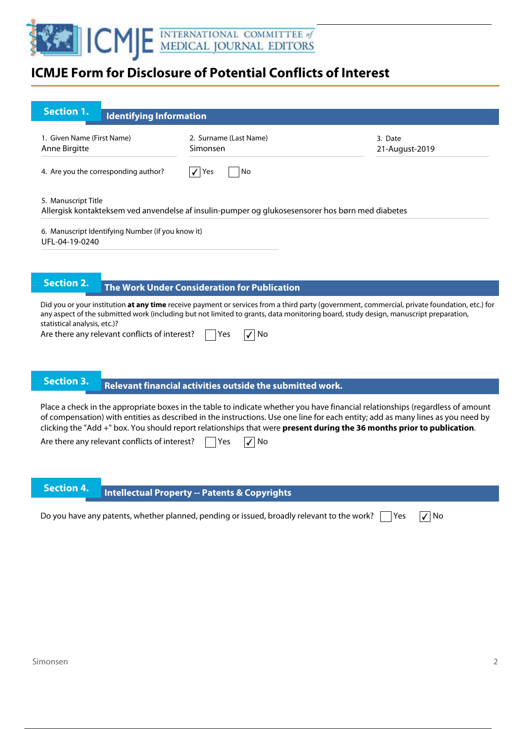# ICMJE Form for Disclosure of Potential Conflicts of Interest

## Section 1. Identifying Information

1. Given Name (First Name)
Anne Birgitte

2. Surname (Last Name)
Simonsen

3. Date
21-August-2019

4. Are you the corresponding author? ☑ Yes ☐ No

5. Manuscript Title
Allergisk kontakteksem ved anvendelse af insulin-pumper og glukosesensorer hos børn med diabetes

6. Manuscript Identifying Number (if you know it)
UFL-04-19-0240

## Section 2. The Work Under Consideration for Publication

Did you or your institution **at any time** receive payment or services from a third party (government, commercial, private foundation, etc.) for any aspect of the submitted work (including but not limited to grants, data monitoring board, study design, manuscript preparation, statistical analysis, etc.)?

Are there any relevant conflicts of interest? ☐ Yes ☑ No

## Section 3. Relevant financial activities outside the submitted work.

Place a check in the appropriate boxes in the table to indicate whether you have financial relationships (regardless of amount of compensation) with entities as described in the instructions. Use one line for each entity; add as many lines as you need by clicking the "Add +" box. You should report relationships that were **present during the 36 months prior to publication**.

Are there any relevant conflicts of interest? ☐ Yes ☑ No

## Section 4. Intellectual Property -- Patents & Copyrights

Do you have any patents, whether planned, pending or issued, broadly relevant to the work? ☐ Yes ☑ No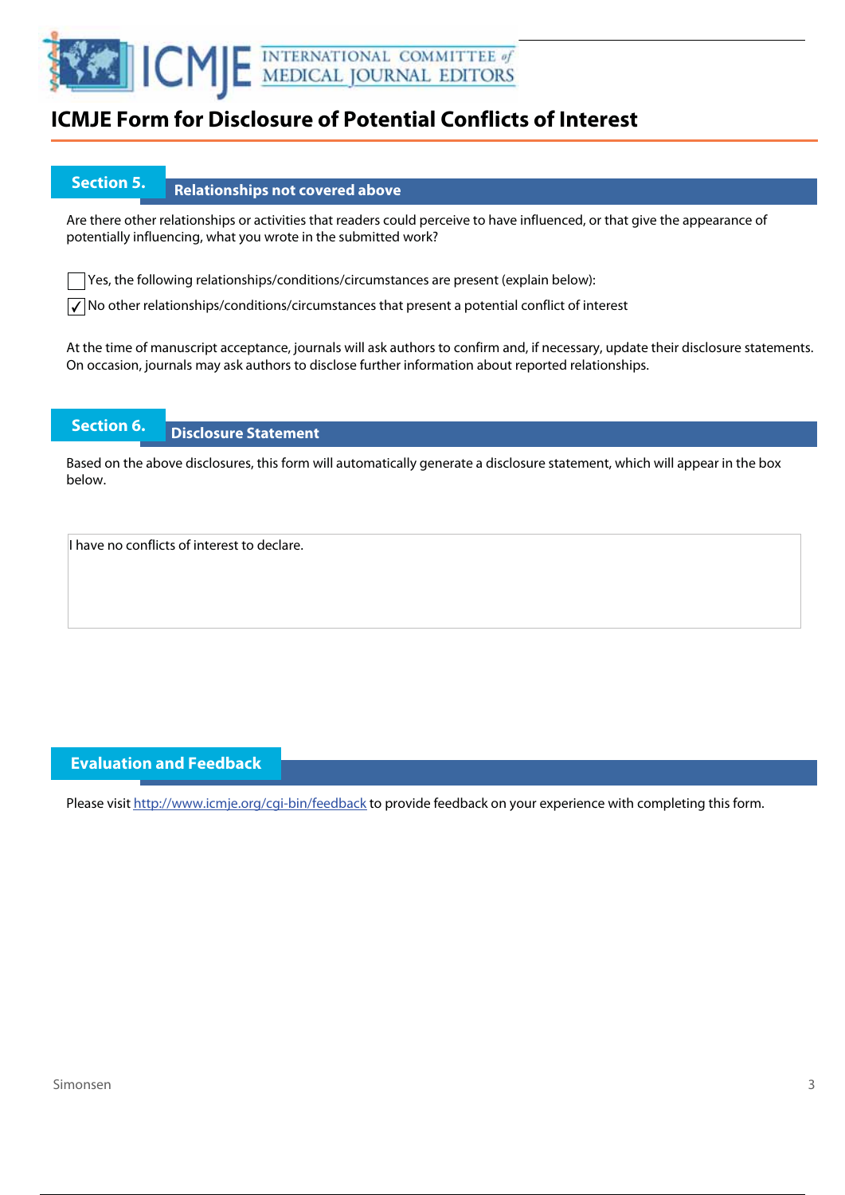# ICMJE Form for Disclosure of Potential Conflicts of Interest

## Section 5. Relationships not covered above

Are there other relationships or activities that readers could perceive to have influenced, or that give the appearance of potentially influencing, what you wrote in the submitted work?

- [ ] Yes, the following relationships/conditions/circumstances are present (explain below):
- [x] No other relationships/conditions/circumstances that present a potential conflict of interest

At the time of manuscript acceptance, journals will ask authors to confirm and, if necessary, update their disclosure statements. On occasion, journals may ask authors to disclose further information about reported relationships.

## Section 6. Disclosure Statement

Based on the above disclosures, this form will automatically generate a disclosure statement, which will appear in the box below.

I have no conflicts of interest to declare.

## Evaluation and Feedback

Please visit http://www.icmje.org/cgi-bin/feedback to provide feedback on your experience with completing this form.